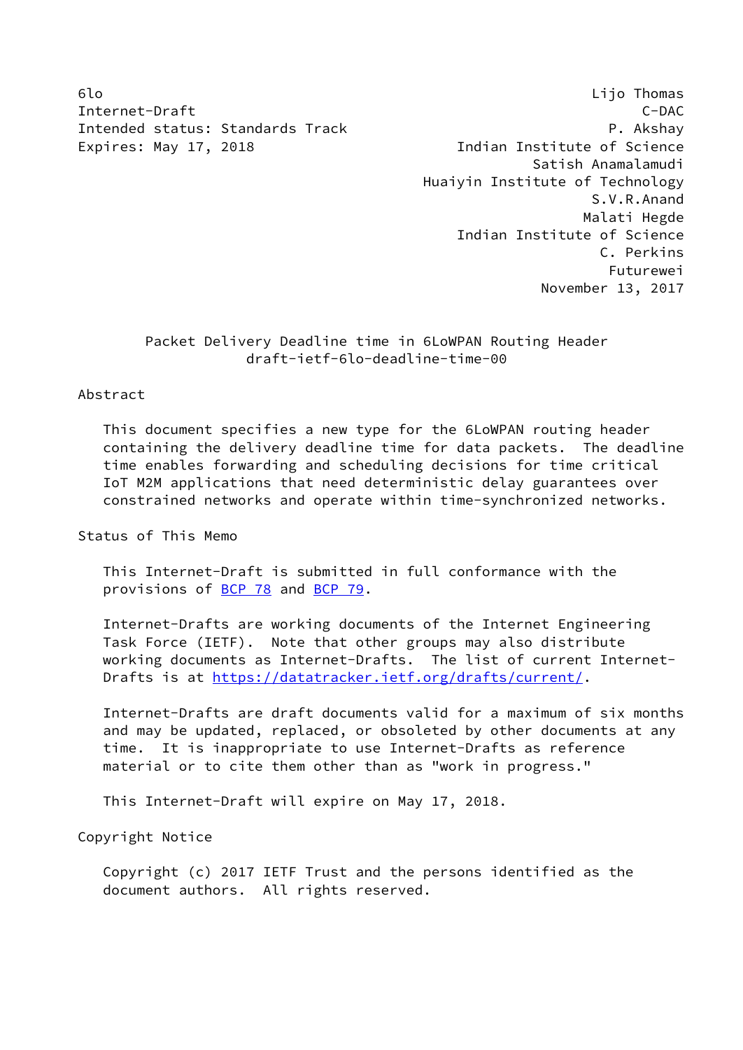6lo Lijo Thomas
Internet-Draft C-DAC
Intended status: Standards Track P. Akshay
Expires: May 17, 2018 Indian Institute of Science
Satish Anamalamudi
Huaiyin Institute of Technology
S.V.R.Anand
Malati Hegde
Indian Institute of Science
C. Perkins
Futurewei
November 13, 2017

# Packet Delivery Deadline time in 6LoWPAN Routing Header
draft-ietf-6lo-deadline-time-00

## Abstract

This document specifies a new type for the 6LoWPAN routing header containing the delivery deadline time for data packets. The deadline time enables forwarding and scheduling decisions for time critical IoT M2M applications that need deterministic delay guarantees over constrained networks and operate within time-synchronized networks.

## Status of This Memo

This Internet-Draft is submitted in full conformance with the provisions of BCP 78 and BCP 79.

Internet-Drafts are working documents of the Internet Engineering Task Force (IETF). Note that other groups may also distribute working documents as Internet-Drafts. The list of current Internet-Drafts is at https://datatracker.ietf.org/drafts/current/.

Internet-Drafts are draft documents valid for a maximum of six months and may be updated, replaced, or obsoleted by other documents at any time. It is inappropriate to use Internet-Drafts as reference material or to cite them other than as "work in progress."

This Internet-Draft will expire on May 17, 2018.

## Copyright Notice

Copyright (c) 2017 IETF Trust and the persons identified as the document authors. All rights reserved.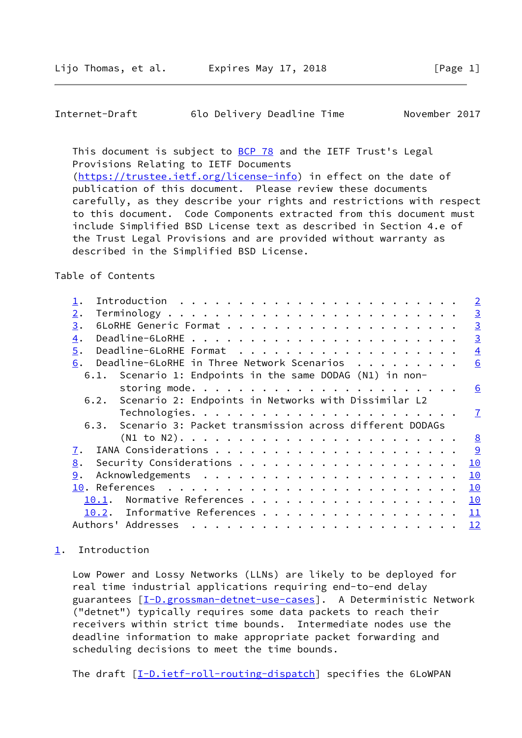This document is subject to BCP 78 and the IETF Trust's Legal Provisions Relating to IETF Documents (https://trustee.ietf.org/license-info) in effect on the date of publication of this document. Please review these documents carefully, as they describe your rights and restrictions with respect to this document. Code Components extracted from this document must include Simplified BSD License text as described in Section 4.e of the Trust Legal Provisions and are provided without warranty as described in the Simplified BSD License.

Table of Contents

1. Introduction . . . . . . . . . . . . . . . . . . . . . . . . 2
2. Terminology . . . . . . . . . . . . . . . . . . . . . . . . . 3
3. 6LoRHE Generic Format . . . . . . . . . . . . . . . . . . . . 3
4. Deadline-6LoRHE . . . . . . . . . . . . . . . . . . . . . . . 3
5. Deadline-6LoRHE Format . . . . . . . . . . . . . . . . . . . 4
6. Deadline-6LoRHE in Three Network Scenarios . . . . . . . . . 6
   6.1. Scenario 1: Endpoints in the same DODAG (N1) in non-storing mode. . . . . . . . . . . . . . . . . . . . . . . 6
   6.2. Scenario 2: Endpoints in Networks with Dissimilar L2 Technologies. . . . . . . . . . . . . . . . . . . . . . . 7
   6.3. Scenario 3: Packet transmission across different DODAGs (N1 to N2). . . . . . . . . . . . . . . . . . . . . . . . 8
7. IANA Considerations . . . . . . . . . . . . . . . . . . . . . 9
8. Security Considerations . . . . . . . . . . . . . . . . . . . 10
9. Acknowledgements . . . . . . . . . . . . . . . . . . . . . . 10
10. References . . . . . . . . . . . . . . . . . . . . . . . . . 10
   10.1. Normative References . . . . . . . . . . . . . . . . . . 10
   10.2. Informative References . . . . . . . . . . . . . . . . . 11
Authors' Addresses . . . . . . . . . . . . . . . . . . . . . . . 12

## 1. Introduction

Low Power and Lossy Networks (LLNs) are likely to be deployed for real time industrial applications requiring end-to-end delay guarantees [I-D.grossman-detnet-use-cases]. A Deterministic Network ("detnet") typically requires some data packets to reach their receivers within strict time bounds. Intermediate nodes use the deadline information to make appropriate packet forwarding and scheduling decisions to meet the time bounds.

The draft [I-D.ietf-roll-routing-dispatch] specifies the 6LoWPAN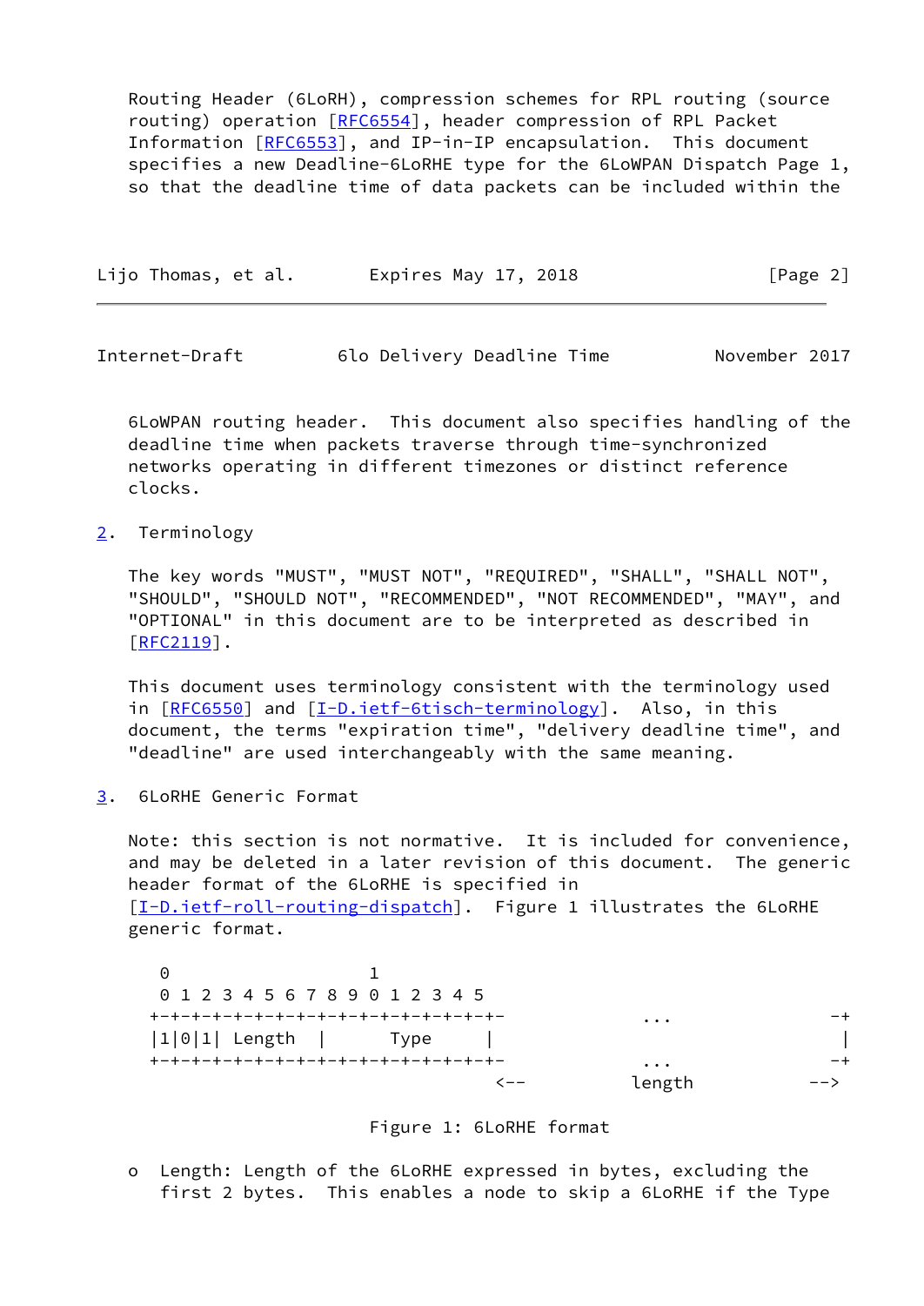Routing Header (6LoRH), compression schemes for RPL routing (source routing) operation [RFC6554], header compression of RPL Packet Information [RFC6553], and IP-in-IP encapsulation. This document specifies a new Deadline-6LoRHE type for the 6LoWPAN Dispatch Page 1, so that the deadline time of data packets can be included within the 6LoWPAN routing header. This document also specifies handling of the deadline time when packets traverse through time-synchronized networks operating in different timezones or distinct reference clocks.

## 2. Terminology

The key words "MUST", "MUST NOT", "REQUIRED", "SHALL", "SHALL NOT", "SHOULD", "SHOULD NOT", "RECOMMENDED", "NOT RECOMMENDED", "MAY", and "OPTIONAL" in this document are to be interpreted as described in [RFC2119].

This document uses terminology consistent with the terminology used in [RFC6550] and [I-D.ietf-6tisch-terminology]. Also, in this document, the terms "expiration time", "delivery deadline time", and "deadline" are used interchangeably with the same meaning.

## 3. 6LoRHE Generic Format

Note: this section is not normative. It is included for convenience, and may be deleted in a later revision of this document. The generic header format of the 6LoRHE is specified in [I-D.ietf-roll-routing-dispatch]. Figure 1 illustrates the 6LoRHE generic format.

```
 0                   1
 0 1 2 3 4 5 6 7 8 9 0 1 2 3 4 5
+-+-+-+-+-+-+-+-+-+-+-+-+-+-+-+-+-        ...          -+
|1|0|1| Length  |      Type     |                       |
+-+-+-+-+-+-+-+-+-+-+-+-+-+-+-+-+-        ...          -+
                                <--        length      -->
```

Figure 1: 6LoRHE format

- Length: Length of the 6LoRHE expressed in bytes, excluding the first 2 bytes. This enables a node to skip a 6LoRHE if the Type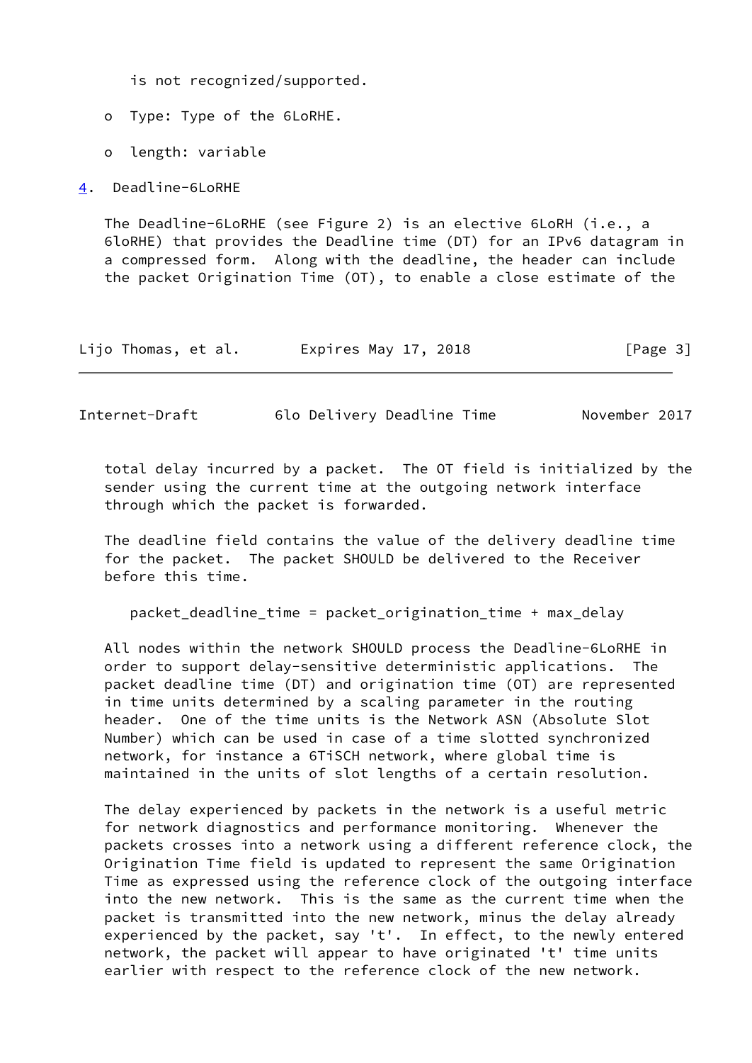is not recognized/supported.

- Type: Type of the 6LoRHE.

- length: variable

## 4. Deadline-6LoRHE

The Deadline-6LoRHE (see Figure 2) is an elective 6LoRH (i.e., a 6loRHE) that provides the Deadline time (DT) for an IPv6 datagram in a compressed form. Along with the deadline, the header can include the packet Origination Time (OT), to enable a close estimate of the total delay incurred by a packet. The OT field is initialized by the sender using the current time at the outgoing network interface through which the packet is forwarded.

The deadline field contains the value of the delivery deadline time for the packet. The packet SHOULD be delivered to the Receiver before this time.

```
packet_deadline_time = packet_origination_time + max_delay
```

All nodes within the network SHOULD process the Deadline-6LoRHE in order to support delay-sensitive deterministic applications. The packet deadline time (DT) and origination time (OT) are represented in time units determined by a scaling parameter in the routing header. One of the time units is the Network ASN (Absolute Slot Number) which can be used in case of a time slotted synchronized network, for instance a 6TiSCH network, where global time is maintained in the units of slot lengths of a certain resolution.

The delay experienced by packets in the network is a useful metric for network diagnostics and performance monitoring. Whenever the packets crosses into a network using a different reference clock, the Origination Time field is updated to represent the same Origination Time as expressed using the reference clock of the outgoing interface into the new network. This is the same as the current time when the packet is transmitted into the new network, minus the delay already experienced by the packet, say 't'. In effect, to the newly entered network, the packet will appear to have originated 't' time units earlier with respect to the reference clock of the new network.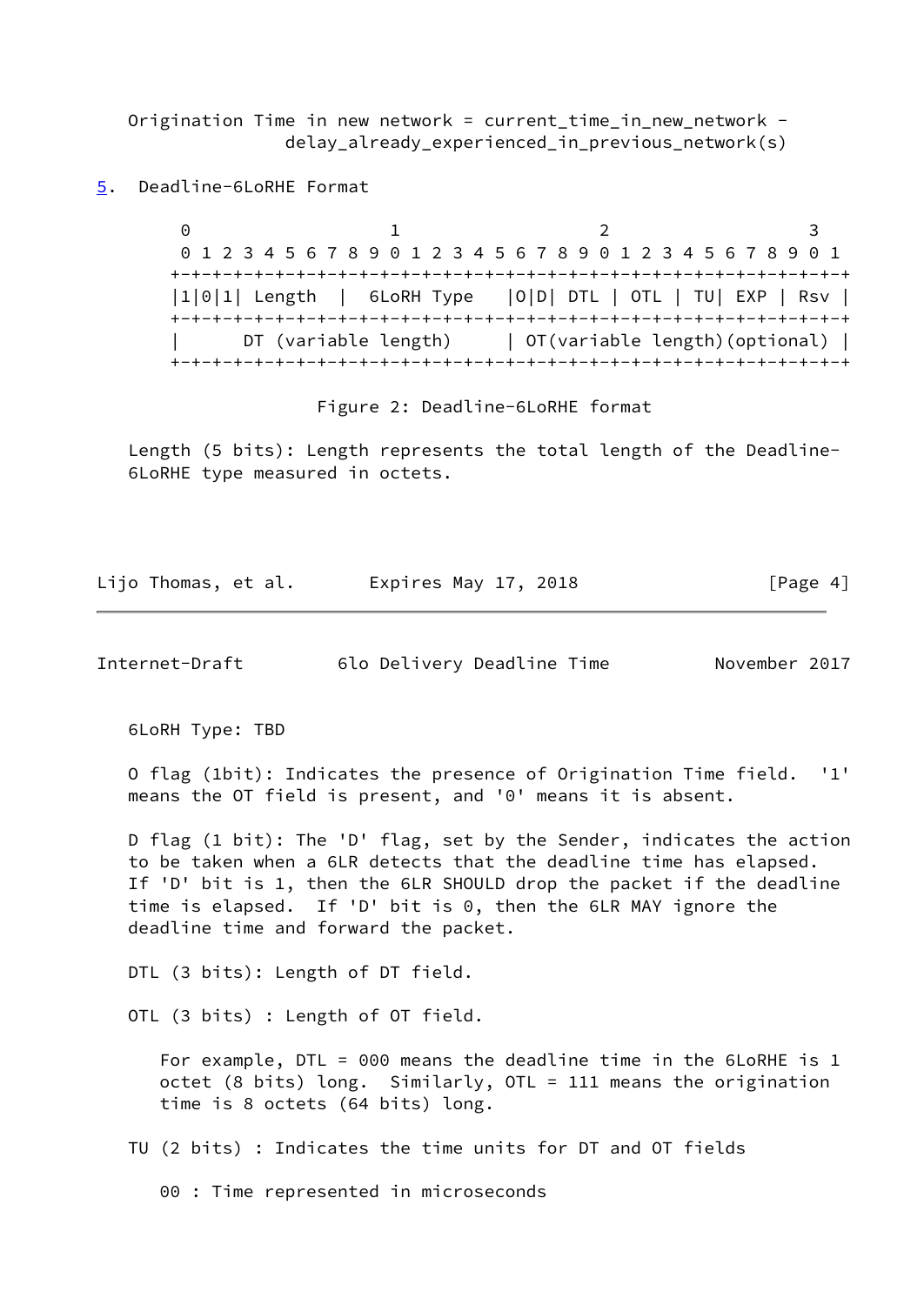Origination Time in new network = current_time_in_new_network - delay_already_experienced_in_previous_network(s)

## 5. Deadline-6LoRHE Format

```
 0                   1                   2                   3
 0 1 2 3 4 5 6 7 8 9 0 1 2 3 4 5 6 7 8 9 0 1 2 3 4 5 6 7 8 9 0 1
+-+-+-+-+-+-+-+-+-+-+-+-+-+-+-+-+-+-+-+-+-+-+-+-+-+-+-+-+-+-+-+-+
|1|0|1| Length  |  6LoRH Type   |O|D| DTL | OTL | TU| EXP | Rsv |
+-+-+-+-+-+-+-+-+-+-+-+-+-+-+-+-+-+-+-+-+-+-+-+-+-+-+-+-+-+-+-+-+
|      DT (variable length)     | OT(variable length)(optional) |
+-+-+-+-+-+-+-+-+-+-+-+-+-+-+-+-+-+-+-+-+-+-+-+-+-+-+-+-+-+-+-+-+
```

Figure 2: Deadline-6LoRHE format

Length (5 bits): Length represents the total length of the Deadline-6LoRHE type measured in octets.

6LoRH Type: TBD

O flag (1bit): Indicates the presence of Origination Time field. '1' means the OT field is present, and '0' means it is absent.

D flag (1 bit): The 'D' flag, set by the Sender, indicates the action to be taken when a 6LR detects that the deadline time has elapsed. If 'D' bit is 1, then the 6LR SHOULD drop the packet if the deadline time is elapsed. If 'D' bit is 0, then the 6LR MAY ignore the deadline time and forward the packet.

DTL (3 bits): Length of DT field.

OTL (3 bits) : Length of OT field.

For example, DTL = 000 means the deadline time in the 6LoRHE is 1 octet (8 bits) long. Similarly, OTL = 111 means the origination time is 8 octets (64 bits) long.

TU (2 bits) : Indicates the time units for DT and OT fields

00 : Time represented in microseconds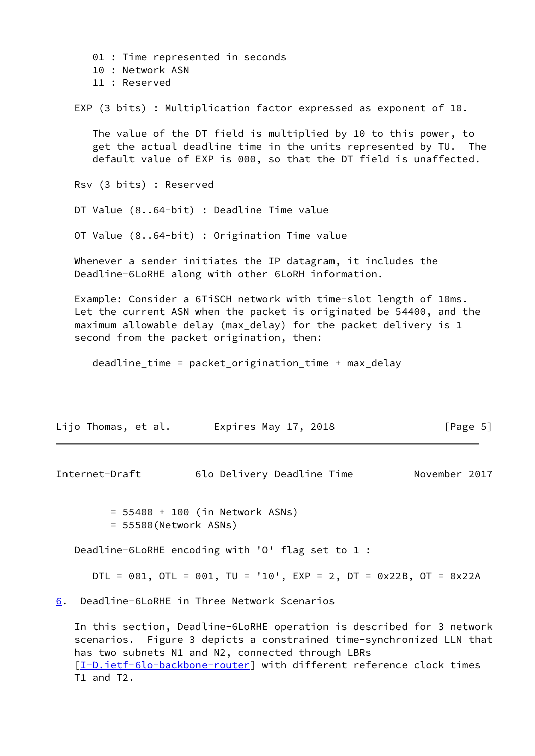01 : Time represented in seconds
10 : Network ASN
11 : Reserved

EXP (3 bits) : Multiplication factor expressed as exponent of 10.

The value of the DT field is multiplied by 10 to this power, to get the actual deadline time in the units represented by TU. The default value of EXP is 000, so that the DT field is unaffected.

Rsv (3 bits) : Reserved

DT Value (8..64-bit) : Deadline Time value

OT Value (8..64-bit) : Origination Time value

Whenever a sender initiates the IP datagram, it includes the Deadline-6LoRHE along with other 6LoRH information.

Example: Consider a 6TiSCH network with time-slot length of 10ms. Let the current ASN when the packet is originated be 54400, and the maximum allowable delay (max_delay) for the packet delivery is 1 second from the packet origination, then:

```
deadline_time = packet_origination_time + max_delay
              = 55400 + 100 (in Network ASNs)
              = 55500(Network ASNs)
```

Deadline-6LoRHE encoding with 'O' flag set to 1 :

```
DTL = 001, OTL = 001, TU = '10', EXP = 2, DT = 0x22B, OT = 0x22A
```

## 6. Deadline-6LoRHE in Three Network Scenarios

In this section, Deadline-6LoRHE operation is described for 3 network scenarios. Figure 3 depicts a constrained time-synchronized LLN that has two subnets N1 and N2, connected through LBRs [I-D.ietf-6lo-backbone-router] with different reference clock times T1 and T2.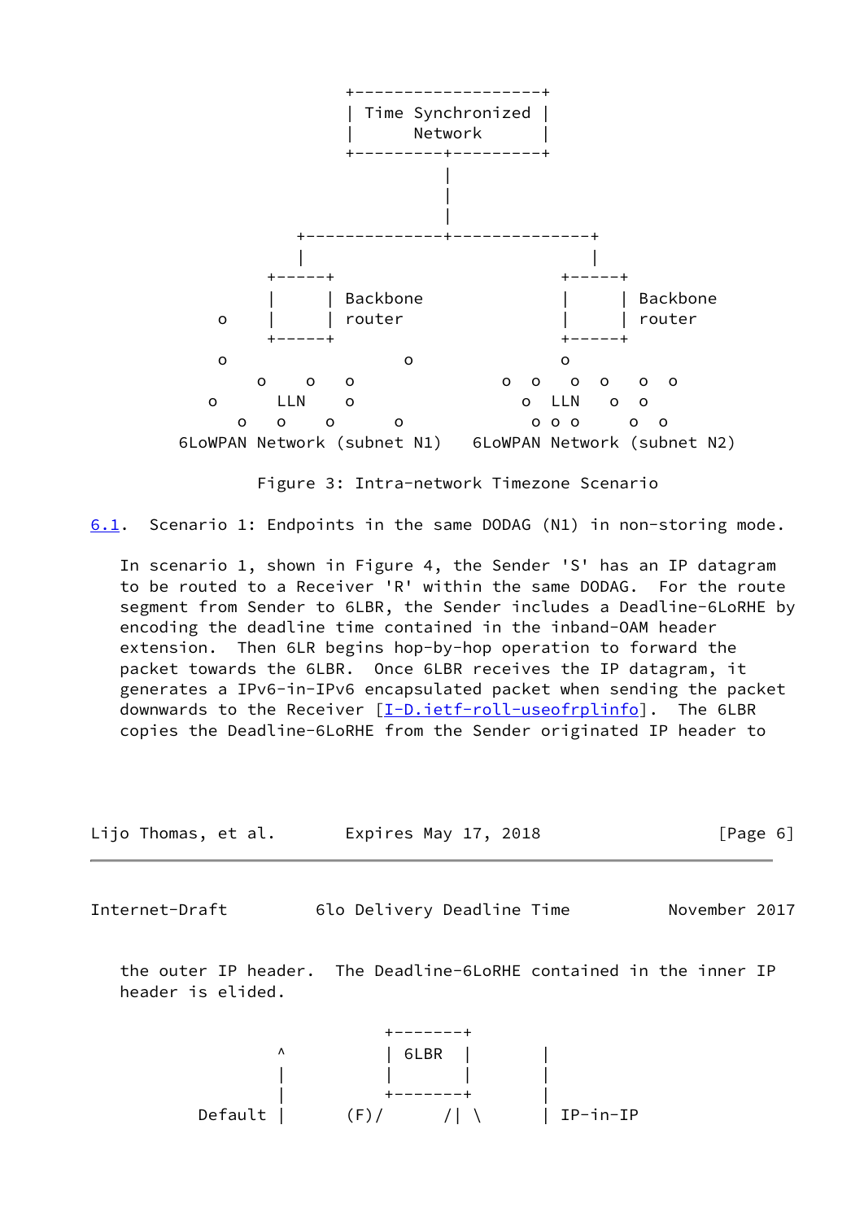```
                    +-------------------+
                    | Time Synchronized |
                    |      Network      |
                    +---------+---------+
                              |
                              |
                              |
               +--------------+--------------+
               |                             |
            +-----+                       +-----+
            |     | Backbone              |     | Backbone
       o    |     | router                |     | router
            +-----+                       +-----+
       o                  o               o
           o    o   o              o  o   o  o   o  o
        o      LLN    o              o  LLN   o  o
          o   o    o      o            o o o     o  o
     6LoWPAN Network (subnet N1)   6LoWPAN Network (subnet N2)
```

Figure 3: Intra-network Timezone Scenario

## 6.1. Scenario 1: Endpoints in the same DODAG (N1) in non-storing mode.

In scenario 1, shown in Figure 4, the Sender 'S' has an IP datagram to be routed to a Receiver 'R' within the same DODAG. For the route segment from Sender to 6LBR, the Sender includes a Deadline-6LoRHE by encoding the deadline time contained in the inband-OAM header extension. Then 6LR begins hop-by-hop operation to forward the packet towards the 6LBR. Once 6LBR receives the IP datagram, it generates a IPv6-in-IPv6 encapsulated packet when sending the packet downwards to the Receiver [I-D.ietf-roll-useofrplinfo]. The 6LBR copies the Deadline-6LoRHE from the Sender originated IP header to the outer IP header. The Deadline-6LoRHE contained in the inner IP header is elided.

```
                       +-------+
            ^          | 6LBR  |       |
            |          |       |       |
            |          +-------+       |
    Default |      (F)/      /| \      | IP-in-IP
```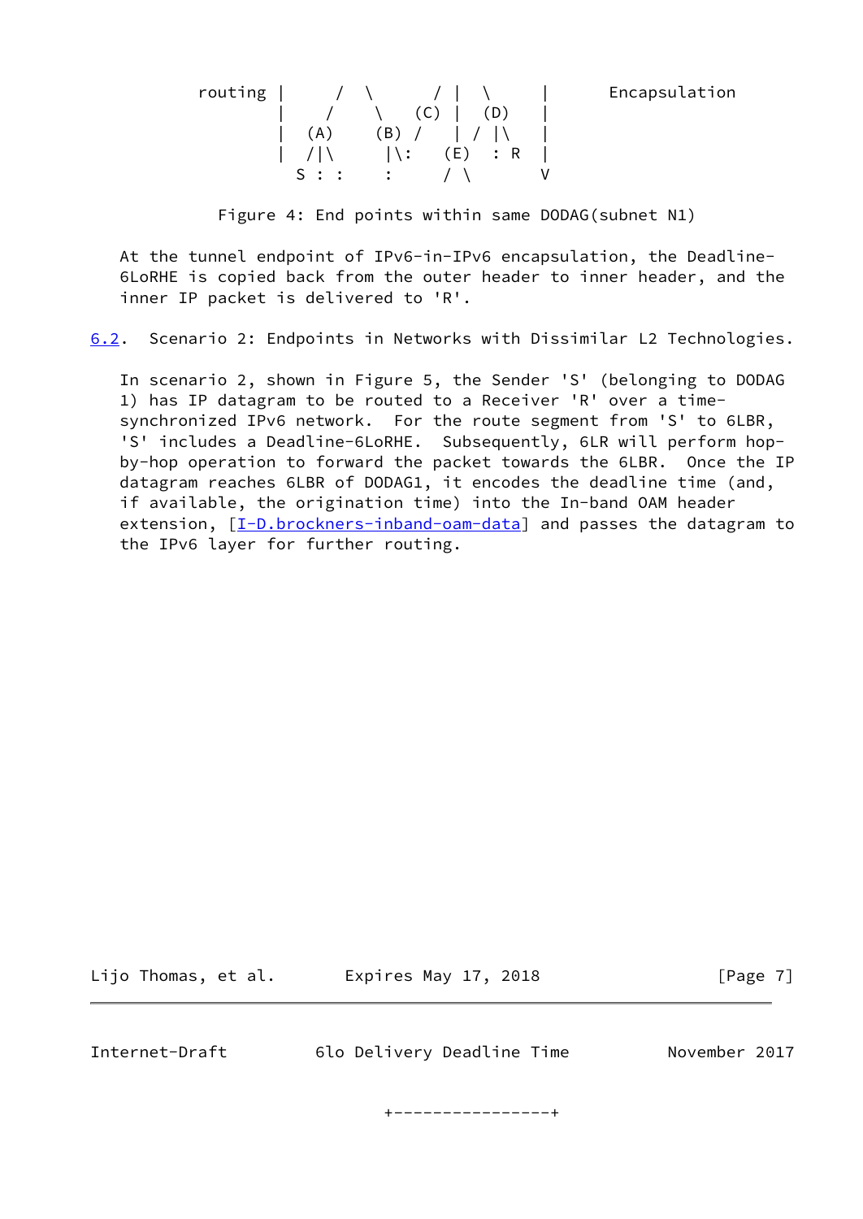```
     routing |      /   \       / |   \      |       Encapsulation
             |     /     \   (C) |   (D)    |
             |   (A)     (B) /    | / |\    |
             |  /|\      |\:    (E)   : R   |
               S : :      :      / \        V
```

Figure 4: End points within same DODAG(subnet N1)

At the tunnel endpoint of IPv6-in-IPv6 encapsulation, the Deadline-6LoRHE is copied back from the outer header to inner header, and the inner IP packet is delivered to 'R'.

## 6.2. Scenario 2: Endpoints in Networks with Dissimilar L2 Technologies.

In scenario 2, shown in Figure 5, the Sender 'S' (belonging to DODAG 1) has IP datagram to be routed to a Receiver 'R' over a time-synchronized IPv6 network. For the route segment from 'S' to 6LBR, 'S' includes a Deadline-6LoRHE. Subsequently, 6LR will perform hop-by-hop operation to forward the packet towards the 6LBR. Once the IP datagram reaches 6LBR of DODAG1, it encodes the deadline time (and, if available, the origination time) into the In-band OAM header extension, [I-D.brockners-inband-oam-data] and passes the datagram to the IPv6 layer for further routing.

```
                                   +----------------+
```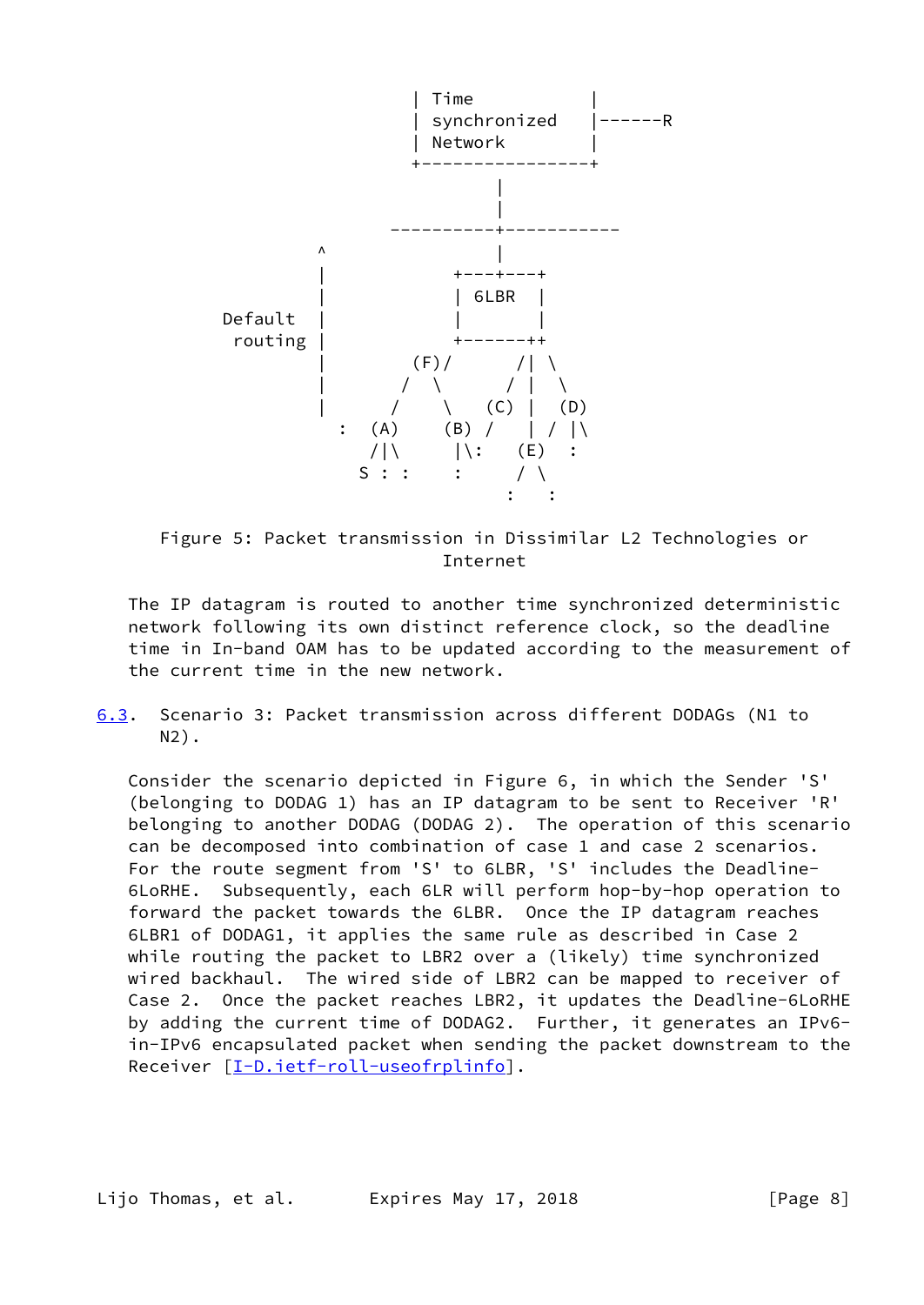```
                          | Time            |
                          | synchronized    |------R
                          | Network         |
                          +-----------------+
                                  |
                                  |
                        ----------+-----------
              ^                   |
              |               +---+---+
              |               | 6LBR  |
     Default  |               |       |
      routing |               +------++
              |           (F)/      /| \
              |          /  \      / |  \
              |         /    \   (C) |  (D)
                :  (A)     (B) /    | / |\
                   /|\      |\:   (E)  :
                  S : :     :      / \
                                  :   :
```

Figure 5: Packet transmission in Dissimilar L2 Technologies or Internet

The IP datagram is routed to another time synchronized deterministic network following its own distinct reference clock, so the deadline time in In-band OAM has to be updated according to the measurement of the current time in the new network.

### 6.3. Scenario 3: Packet transmission across different DODAGs (N1 to N2).

Consider the scenario depicted in Figure 6, in which the Sender 'S' (belonging to DODAG 1) has an IP datagram to be sent to Receiver 'R' belonging to another DODAG (DODAG 2). The operation of this scenario can be decomposed into combination of case 1 and case 2 scenarios. For the route segment from 'S' to 6LBR, 'S' includes the Deadline-6LoRHE. Subsequently, each 6LR will perform hop-by-hop operation to forward the packet towards the 6LBR. Once the IP datagram reaches 6LBR1 of DODAG1, it applies the same rule as described in Case 2 while routing the packet to LBR2 over a (likely) time synchronized wired backhaul. The wired side of LBR2 can be mapped to receiver of Case 2. Once the packet reaches LBR2, it updates the Deadline-6LoRHE by adding the current time of DODAG2. Further, it generates an IPv6-in-IPv6 encapsulated packet when sending the packet downstream to the Receiver [I-D.ietf-roll-useofrplinfo].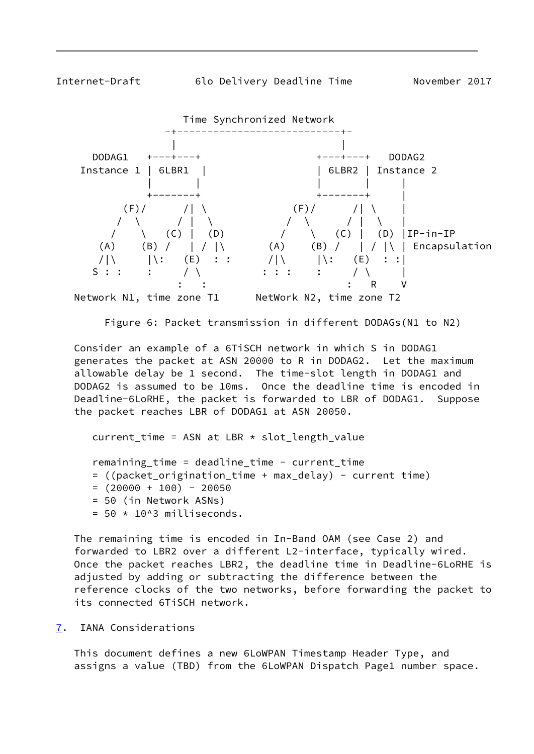```
                   Time Synchronized Network
                -+---------------------------+-
                 |                           |
   DODAG1   +---+---+                    +---+---+   DODAG2
  Instance 1 | 6LBR1  |                   | 6LBR2 | Instance 2
            |       |                    |       |     |
            +-------+                    +-------+     |
        (F)/      /| \              (F)/      /| \     |
         /  \      / |  \            /  \      / |  \   |
        /    \   (C) |  (D)         /    \   (C) |  (D) |IP-in-IP
      (A)    (B) /   | / |\       (A)    (B) /   | / |\ | Encapsulation
      /|\     |\:   (E)  : :      /|\     |\:   (E)  : :|
     S : :    :     / \          : : :    :     / \     |
                   :   :                       :   R    V
   Network N1, time zone T1      NetWork N2, time zone T2
```

Figure 6: Packet transmission in different DODAGs(N1 to N2)

Consider an example of a 6TiSCH network in which S in DODAG1 generates the packet at ASN 20000 to R in DODAG2. Let the maximum allowable delay be 1 second. The time-slot length in DODAG1 and DODAG2 is assumed to be 10ms. Once the deadline time is encoded in Deadline-6LoRHE, the packet is forwarded to LBR of DODAG1. Suppose the packet reaches LBR of DODAG1 at ASN 20050.

```
   current_time = ASN at LBR * slot_length_value

   remaining_time = deadline_time - current_time
   = ((packet_origination_time + max_delay) - current time)
   = (20000 + 100) - 20050
   = 50 (in Network ASNs)
   = 50 * 10^3 milliseconds.
```

The remaining time is encoded in In-Band OAM (see Case 2) and forwarded to LBR2 over a different L2-interface, typically wired. Once the packet reaches LBR2, the deadline time in Deadline-6LoRHE is adjusted by adding or subtracting the difference between the reference clocks of the two networks, before forwarding the packet to its connected 6TiSCH network.

## 7. IANA Considerations

This document defines a new 6LoWPAN Timestamp Header Type, and assigns a value (TBD) from the 6LoWPAN Dispatch Page1 number space.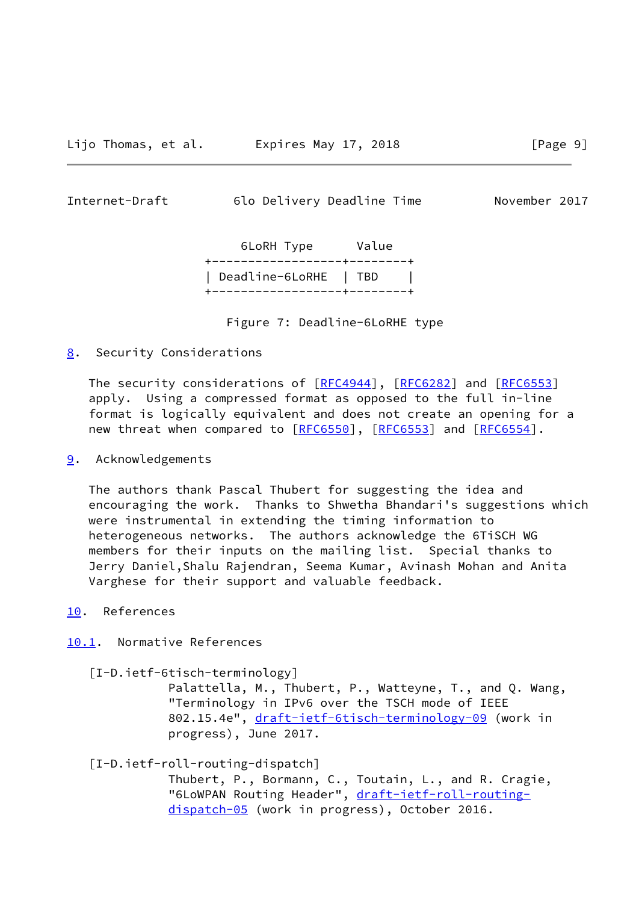| 6LoRH Type | Value |
|---|---|
| Deadline-6LoRHE | TBD |

Figure 7: Deadline-6LoRHE type

## 8. Security Considerations

The security considerations of [RFC4944], [RFC6282] and [RFC6553] apply. Using a compressed format as opposed to the full in-line format is logically equivalent and does not create an opening for a new threat when compared to [RFC6550], [RFC6553] and [RFC6554].

## 9. Acknowledgements

The authors thank Pascal Thubert for suggesting the idea and encouraging the work. Thanks to Shwetha Bhandari's suggestions which were instrumental in extending the timing information to heterogeneous networks. The authors acknowledge the 6TiSCH WG members for their inputs on the mailing list. Special thanks to Jerry Daniel,Shalu Rajendran, Seema Kumar, Avinash Mohan and Anita Varghese for their support and valuable feedback.

## 10. References

### 10.1. Normative References

[I-D.ietf-6tisch-terminology]
Palattella, M., Thubert, P., Watteyne, T., and Q. Wang, "Terminology in IPv6 over the TSCH mode of IEEE 802.15.4e", draft-ietf-6tisch-terminology-09 (work in progress), June 2017.

[I-D.ietf-roll-routing-dispatch]
Thubert, P., Bormann, C., Toutain, L., and R. Cragie, "6LoWPAN Routing Header", draft-ietf-roll-routing-dispatch-05 (work in progress), October 2016.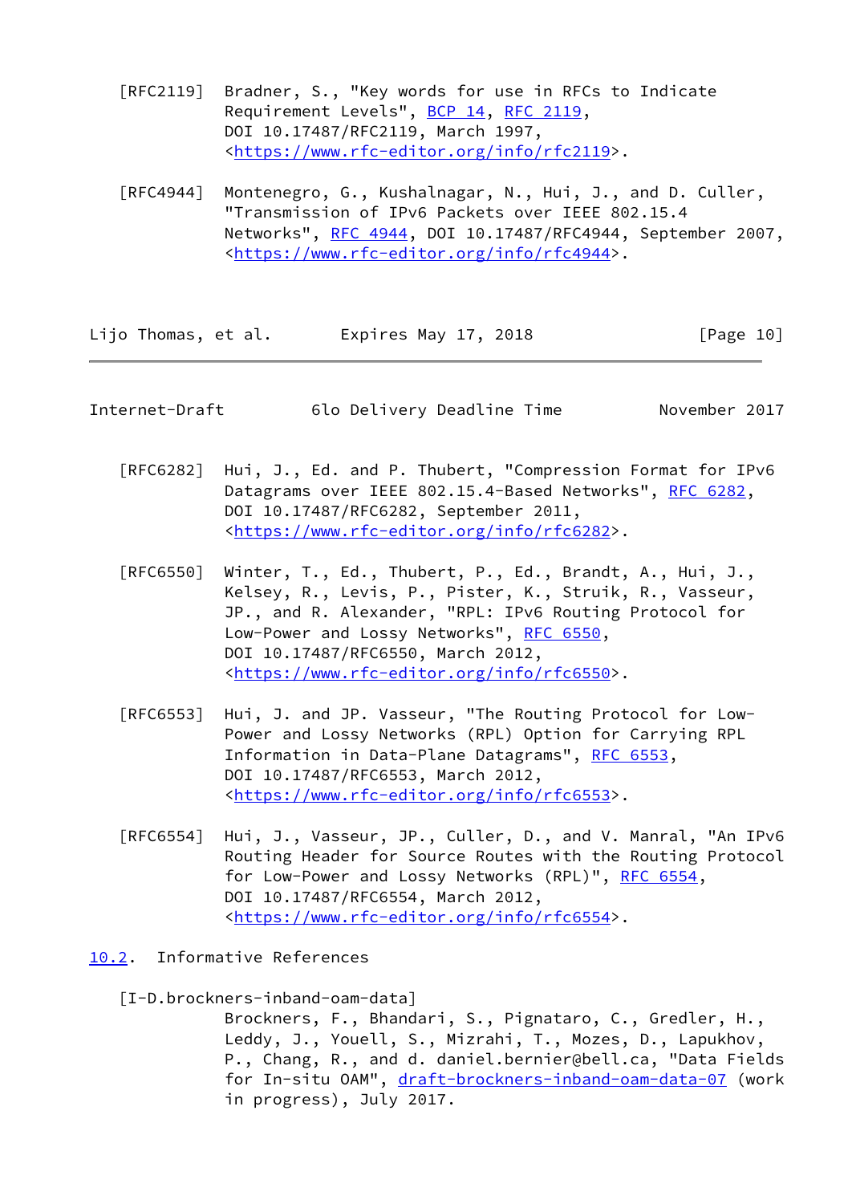[RFC2119] Bradner, S., "Key words for use in RFCs to Indicate Requirement Levels", BCP 14, RFC 2119, DOI 10.17487/RFC2119, March 1997, <https://www.rfc-editor.org/info/rfc2119>.

[RFC4944] Montenegro, G., Kushalnagar, N., Hui, J., and D. Culler, "Transmission of IPv6 Packets over IEEE 802.15.4 Networks", RFC 4944, DOI 10.17487/RFC4944, September 2007, <https://www.rfc-editor.org/info/rfc4944>.

[RFC6282] Hui, J., Ed. and P. Thubert, "Compression Format for IPv6 Datagrams over IEEE 802.15.4-Based Networks", RFC 6282, DOI 10.17487/RFC6282, September 2011, <https://www.rfc-editor.org/info/rfc6282>.

[RFC6550] Winter, T., Ed., Thubert, P., Ed., Brandt, A., Hui, J., Kelsey, R., Levis, P., Pister, K., Struik, R., Vasseur, JP., and R. Alexander, "RPL: IPv6 Routing Protocol for Low-Power and Lossy Networks", RFC 6550, DOI 10.17487/RFC6550, March 2012, <https://www.rfc-editor.org/info/rfc6550>.

[RFC6553] Hui, J. and JP. Vasseur, "The Routing Protocol for Low-Power and Lossy Networks (RPL) Option for Carrying RPL Information in Data-Plane Datagrams", RFC 6553, DOI 10.17487/RFC6553, March 2012, <https://www.rfc-editor.org/info/rfc6553>.

[RFC6554] Hui, J., Vasseur, JP., Culler, D., and V. Manral, "An IPv6 Routing Header for Source Routes with the Routing Protocol for Low-Power and Lossy Networks (RPL)", RFC 6554, DOI 10.17487/RFC6554, March 2012, <https://www.rfc-editor.org/info/rfc6554>.

### 10.2. Informative References

[I-D.brockners-inband-oam-data] Brockners, F., Bhandari, S., Pignataro, C., Gredler, H., Leddy, J., Youell, S., Mizrahi, T., Mozes, D., Lapukhov, P., Chang, R., and d. daniel.bernier@bell.ca, "Data Fields for In-situ OAM", draft-brockners-inband-oam-data-07 (work in progress), July 2017.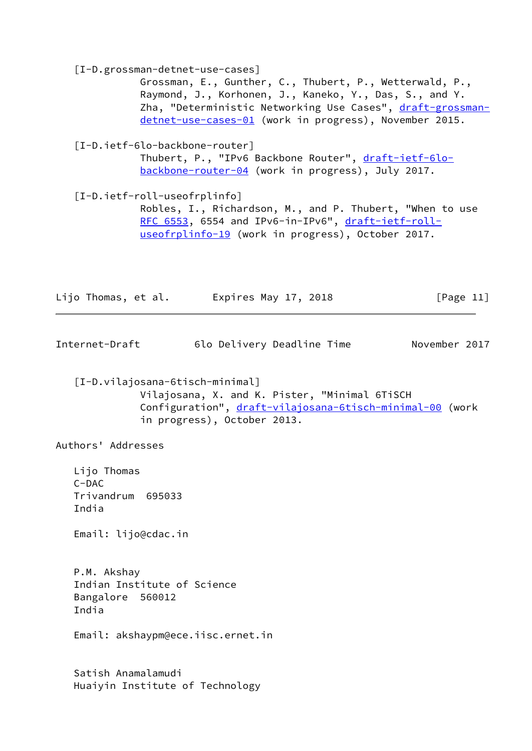[I-D.grossman-detnet-use-cases]
Grossman, E., Gunther, C., Thubert, P., Wetterwald, P., Raymond, J., Korhonen, J., Kaneko, Y., Das, S., and Y. Zha, "Deterministic Networking Use Cases", draft-grossman-detnet-use-cases-01 (work in progress), November 2015.

[I-D.ietf-6lo-backbone-router]
Thubert, P., "IPv6 Backbone Router", draft-ietf-6lo-backbone-router-04 (work in progress), July 2017.

[I-D.ietf-roll-useofrplinfo]
Robles, I., Richardson, M., and P. Thubert, "When to use RFC 6553, 6554 and IPv6-in-IPv6", draft-ietf-roll-useofrplinfo-19 (work in progress), October 2017.

[I-D.vilajosana-6tisch-minimal]
Vilajosana, X. and K. Pister, "Minimal 6TiSCH Configuration", draft-vilajosana-6tisch-minimal-00 (work in progress), October 2013.

## Authors' Addresses

Lijo Thomas
C-DAC
Trivandrum 695033
India

Email: lijo@cdac.in

P.M. Akshay
Indian Institute of Science
Bangalore 560012
India

Email: akshaypm@ece.iisc.ernet.in

Satish Anamalamudi
Huaiyin Institute of Technology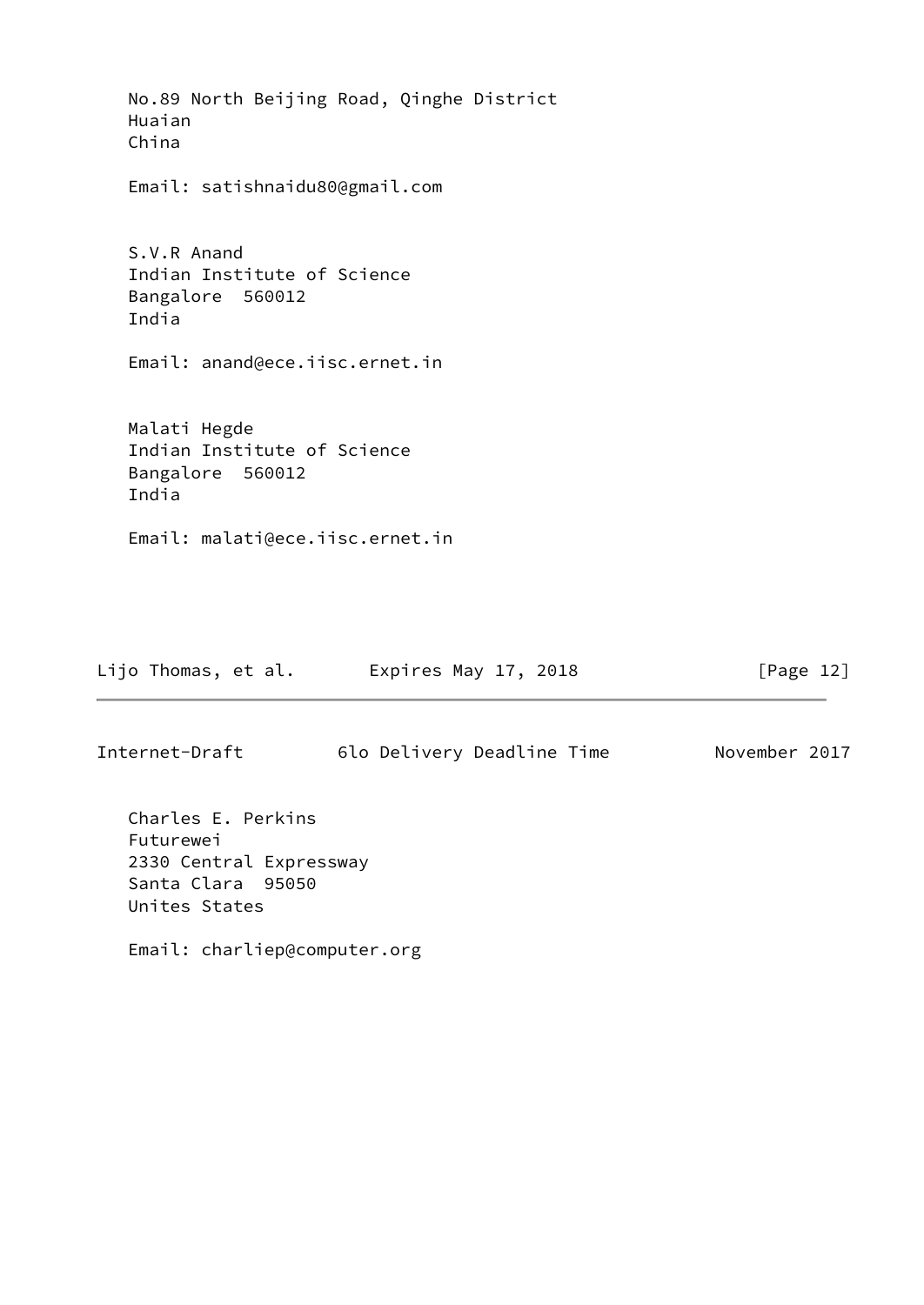No.89 North Beijing Road, Qinghe District
Huaian
China

Email: satishnaidu80@gmail.com

S.V.R Anand
Indian Institute of Science
Bangalore  560012
India

Email: anand@ece.iisc.ernet.in

Malati Hegde
Indian Institute of Science
Bangalore  560012
India

Email: malati@ece.iisc.ernet.in

Charles E. Perkins
Futurewei
2330 Central Expressway
Santa Clara  95050
Unites States

Email: charliep@computer.org